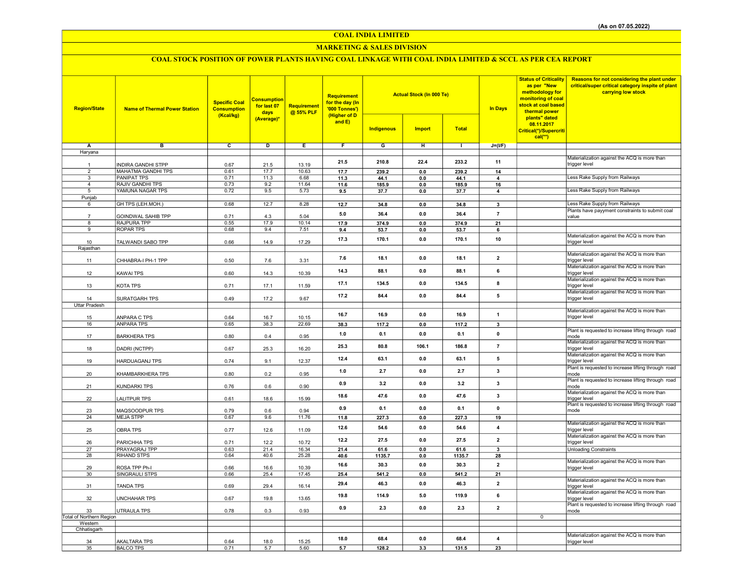(As on 07.05.2022)

# COAL INDIA LIMITED

## MARKETING & SALES DIVISION

### COAL STOCK POSITION OF POWER PLANTS HAVING COAL LINKAGE WITH COAL INDIA LIMITED & SCCL AS PER CEA REPORT

| Region/State | Name of Thermal Power Station | Specific Coal Consumption (Kcal/kg) | Consumption for last 07 days (Average)* | Requirement @ 55% PLF | Requirement for the day (In '000 Tonnes') (Higher of D and E) | Actual Stock (In 000 Te) | | | In Days | Status of Criticality as per "New methodology for monitoring of coal stock at coal based thermal power plants" dated 08.11.2017 Critical(*)/Supercritical(**) | Reasons for not considering the plant under critical/super critical category inspite of plant carrying low stock |
|---|---|---|---|---|---|---|---|---|---|---|---|
| | | | | | | Indigenous | Import | Total | | | |
| A | B | C | D | E | F | G | H | I | J=(I/F) | | |
| Haryana | | | | | | | | | | | |
| 1 | INDIRA GANDHI STPP | 0.67 | 21.5 | 13.19 | 21.5 | 210.8 | 22.4 | 233.2 | 11 | | Materialization against the ACQ is more than trigger level |
| 2 | MAHATMA GANDHI TPS | 0.61 | 17.7 | 10.63 | 17.7 | 239.2 | 0.0 | 239.2 | 14 | | |
| 3 | PANIPAT TPS | 0.71 | 11.3 | 6.68 | 11.3 | 44.1 | 0.0 | 44.1 | 4 | | Less Rake Supply from Railways |
| 4 | RAJIV GANDHI TPS | 0.73 | 9.2 | 11.64 | 11.6 | 185.9 | 0.0 | 185.9 | 16 | | |
| 5 | YAMUNA NAGAR TPS | 0.72 | 9.5 | 5.73 | 9.5 | 37.7 | 0.0 | 37.7 | 4 | | Less Rake Supply from Railways |
| Punjab | | | | | | | | | | | |
| 6 | GH TPS (LEH.MOH.) | 0.68 | 12.7 | 8.28 | 12.7 | 34.8 | 0.0 | 34.8 | 3 | | Less Rake Supply from Railways |
| 7 | GOINDWAL SAHIB TPP | 0.71 | 4.3 | 5.04 | 5.0 | 36.4 | 0.0 | 36.4 | 7 | | Plants have payyment constraints to submit coal value |
| 8 | RAJPURA TPP | 0.55 | 17.9 | 10.14 | 17.9 | 374.9 | 0.0 | 374.9 | 21 | | |
| 9 | ROPAR TPS | 0.68 | 9.4 | 7.51 | 9.4 | 53.7 | 0.0 | 53.7 | 6 | | |
| 10 | TALWANDI SABO TPP | 0.66 | 14.9 | 17.29 | 17.3 | 170.1 | 0.0 | 170.1 | 10 | | Materialization against the ACQ is more than trigger level |
| Rajasthan | | | | | | | | | | | |
| 11 | CHHABRA-I PH-1 TPP | 0.50 | 7.6 | 3.31 | 7.6 | 18.1 | 0.0 | 18.1 | 2 | | Materialization against the ACQ is more than trigger level |
| 12 | KAWAI TPS | 0.60 | 14.3 | 10.39 | 14.3 | 88.1 | 0.0 | 88.1 | 6 | | Materialization against the ACQ is more than trigger level |
| 13 | KOTA TPS | 0.71 | 17.1 | 11.59 | 17.1 | 134.5 | 0.0 | 134.5 | 8 | | Materialization against the ACQ is more than trigger level |
| 14 | SURATGARH TPS | 0.49 | 17.2 | 9.67 | 17.2 | 84.4 | 0.0 | 84.4 | 5 | | Materialization against the ACQ is more than trigger level |
| Uttar Pradesh | | | | | | | | | | | |
| 15 | ANPARA C TPS | 0.64 | 16.7 | 10.15 | 16.7 | 16.9 | 0.0 | 16.9 | 1 | | Materialization against the ACQ is more than trigger level |
| 16 | ANPARA TPS | 0.65 | 38.3 | 22.69 | 38.3 | 117.2 | 0.0 | 117.2 | 3 | | |
| 17 | BARKHERA TPS | 0.80 | 0.4 | 0.95 | 1.0 | 0.1 | 0.0 | 0.1 | 0 | | Plant is requested to increase lifting through road mode |
| 18 | DADRI (NCTPP) | 0.67 | 25.3 | 16.20 | 25.3 | 80.8 | 106.1 | 186.8 | 7 | | Materialization against the ACQ is more than trigger level |
| 19 | HARDUAGANJ TPS | 0.74 | 9.1 | 12.37 | 12.4 | 63.1 | 0.0 | 63.1 | 5 | | Materialization against the ACQ is more than trigger level |
| 20 | KHAMBARKHERA TPS | 0.80 | 0.2 | 0.95 | 1.0 | 2.7 | 0.0 | 2.7 | 3 | | Plant is requested to increase lifting through road mode |
| 21 | KUNDARKI TPS | 0.76 | 0.6 | 0.90 | 0.9 | 3.2 | 0.0 | 3.2 | 3 | | Plant is requested to increase lifting through road mode |
| 22 | LALITPUR TPS | 0.61 | 18.6 | 15.99 | 18.6 | 47.6 | 0.0 | 47.6 | 3 | | Materialization against the ACQ is more than trigger level |
| 23 | MAQSOODPUR TPS | 0.79 | 0.6 | 0.94 | 0.9 | 0.1 | 0.0 | 0.1 | 0 | | Plant is requested to increase lifting through road mode |
| 24 | MEJA STPP | 0.67 | 9.6 | 11.76 | 11.8 | 227.3 | 0.0 | 227.3 | 19 | | |
| 25 | OBRA TPS | 0.77 | 12.6 | 11.09 | 12.6 | 54.6 | 0.0 | 54.6 | 4 | | Materialization against the ACQ is more than trigger level |
| 26 | PARICHHA TPS | 0.71 | 12.2 | 10.72 | 12.2 | 27.5 | 0.0 | 27.5 | 2 | | Materialization against the ACQ is more than trigger level |
| 27 | PRAYAGRAJ TPP | 0.63 | 21.4 | 16.34 | 21.4 | 61.6 | 0.0 | 61.6 | 3 | | Unloading Constraints |
| 28 | RIHAND STPS | 0.64 | 40.6 | 25.28 | 40.6 | 1135.7 | 0.0 | 1135.7 | 28 | | |
| 29 | ROSA TPP Ph-I | 0.66 | 16.6 | 10.39 | 16.6 | 30.3 | 0.0 | 30.3 | 2 | | Materialization against the ACQ is more than trigger level |
| 30 | SINGRAULI STPS | 0.66 | 25.4 | 17.45 | 25.4 | 541.2 | 0.0 | 541.2 | 21 | | |
| 31 | TANDA TPS | 0.69 | 29.4 | 16.14 | 29.4 | 46.3 | 0.0 | 46.3 | 2 | | Materialization against the ACQ is more than trigger level |
| 32 | UNCHAHAR TPS | 0.67 | 19.8 | 13.65 | 19.8 | 114.9 | 5.0 | 119.9 | 6 | | Materialization against the ACQ is more than trigger level |
| 33 | UTRAULA TPS | 0.78 | 0.3 | 0.93 | 0.9 | 2.3 | 0.0 | 2.3 | 2 | | Plant is requested to increase lifting through road mode |
| Total of Northern Region | | | | | | | | | | 0 | |
| Western | | | | | | | | | | | |
| Chhatisgarh | | | | | | | | | | | |
| 34 | AKALTARA TPS | 0.64 | 18.0 | 15.25 | 18.0 | 68.4 | 0.0 | 68.4 | 4 | | Materialization against the ACQ is more than trigger level |
| 35 | BALCO TPS | 0.71 | 5.7 | 5.60 | 5.7 | 128.2 | 3.3 | 131.5 | 23 | | |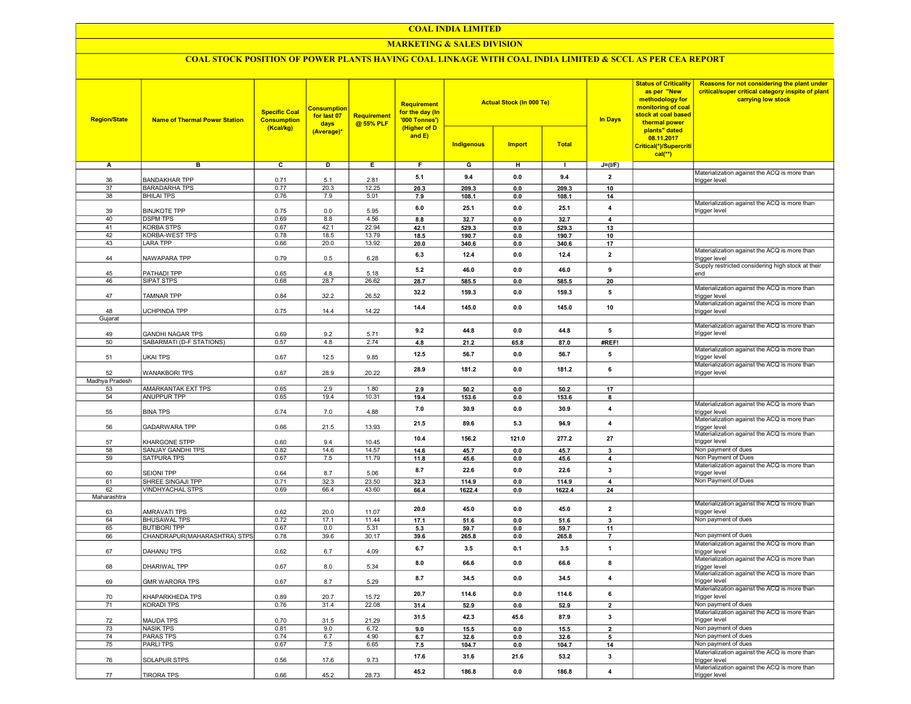# COAL INDIA LIMITED

## MARKETING & SALES DIVISION

### COAL STOCK POSITION OF POWER PLANTS HAVING COAL LINKAGE WITH COAL INDIA LIMITED & SCCL AS PER CEA REPORT

| Region/State | Name of Thermal Power Station | Specific Coal Consumption (Kcal/kg) | Consumption for last 07 days (Average)* | Requirement @ 55% PLF | Requirement for the day (In '000 Tonnes') (Higher of D and E) | Actual Stock (In 000 Te) | | | In Days | Status of Criticality as per "New methodology for monitoring of coal stock at coal based thermal power plants" dated 08.11.2017 Critical(*)/Supercritical(**) | Reasons for not considering the plant under critical/super critical category inspite of plant carrying low stock |
|---|---|---|---|---|---|---|---|---|---|---|---|
| | | | | | | Indigenous | Import | Total | | | |
| A | B | C | D | E | F | G | H | I | J=(I/F) | | |
| 36 | BANDAKHAR TPP | 0.71 | 5.1 | 2.81 | 5.1 | 9.4 | 0.0 | 9.4 | 2 | | Materialization against the ACQ is more than trigger level |
| 37 | BARADARHA TPS | 0.77 | 20.3 | 12.25 | 20.3 | 209.3 | 0.0 | 209.3 | 10 | | |
| 38 | BHILAI TPS | 0.76 | 7.9 | 5.01 | 7.9 | 108.1 | 0.0 | 108.1 | 14 | | |
| 39 | BINJKOTE TPP | 0.75 | 0.0 | 5.95 | 6.0 | 25.1 | 0.0 | 25.1 | 4 | | Materialization against the ACQ is more than trigger level |
| 40 | DSPM TPS | 0.69 | 8.8 | 4.56 | 8.8 | 32.7 | 0.0 | 32.7 | 4 | | |
| 41 | KORBA STPS | 0.67 | 42.1 | 22.94 | 42.1 | 529.3 | 0.0 | 529.3 | 13 | | |
| 42 | KORBA-WEST TPS | 0.78 | 18.5 | 13.79 | 18.5 | 190.7 | 0.0 | 190.7 | 10 | | |
| 43 | LARA TPP | 0.66 | 20.0 | 13.92 | 20.0 | 340.6 | 0.0 | 340.6 | 17 | | |
| 44 | NAWAPARA TPP | 0.79 | 0.5 | 6.28 | 6.3 | 12.4 | 0.0 | 12.4 | 2 | | Materialization against the ACQ is more than trigger level |
| 45 | PATHADI TPP | 0.65 | 4.8 | 5.18 | 5.2 | 46.0 | 0.0 | 46.0 | 9 | | Supply restricted considering high stock at their end |
| 46 | SIPAT STPS | 0.68 | 28.7 | 26.62 | 28.7 | 585.5 | 0.0 | 585.5 | 20 | | |
| 47 | TAMNAR TPP | 0.84 | 32.2 | 26.52 | 32.2 | 159.3 | 0.0 | 159.3 | 5 | | Materialization against the ACQ is more than trigger level |
| 48 | UCHPINDA TPP | 0.75 | 14.4 | 14.22 | 14.4 | 145.0 | 0.0 | 145.0 | 10 | | Materialization against the ACQ is more than trigger level |
| Gujarat | | | | | | | | | | | |
| 49 | GANDHI NAGAR TPS | 0.69 | 9.2 | 5.71 | 9.2 | 44.8 | 0.0 | 44.8 | 5 | | Materialization against the ACQ is more than trigger level |
| 50 | SABARMATI (D-F STATIONS) | 0.57 | 4.8 | 2.74 | 4.8 | 21.2 | 65.8 | 87.0 | #REF! | | |
| 51 | UKAI TPS | 0.67 | 12.5 | 9.85 | 12.5 | 56.7 | 0.0 | 56.7 | 5 | | Materialization against the ACQ is more than trigger level |
| 52 | WANAKBORI TPS | 0.67 | 28.9 | 20.22 | 28.9 | 181.2 | 0.0 | 181.2 | 6 | | Materialization against the ACQ is more than trigger level |
| Madhya Pradesh | | | | | | | | | | | |
| 53 | AMARKANTAK EXT TPS | 0.65 | 2.9 | 1.80 | 2.9 | 50.2 | 0.0 | 50.2 | 17 | | |
| 54 | ANUPPUR TPP | 0.65 | 19.4 | 10.31 | 19.4 | 153.6 | 0.0 | 153.6 | 8 | | |
| 55 | BINA TPS | 0.74 | 7.0 | 4.88 | 7.0 | 30.9 | 0.0 | 30.9 | 4 | | Materialization against the ACQ is more than trigger level |
| 56 | GADARWARA TPP | 0.66 | 21.5 | 13.93 | 21.5 | 89.6 | 5.3 | 94.9 | 4 | | Materialization against the ACQ is more than trigger level |
| 57 | KHARGONE STPP | 0.60 | 9.4 | 10.45 | 10.4 | 156.2 | 121.0 | 277.2 | 27 | | Materialization against the ACQ is more than trigger level |
| 58 | SANJAY GANDHI TPS | 0.82 | 14.6 | 14.57 | 14.6 | 45.7 | 0.0 | 45.7 | 3 | | Non payment of dues |
| 59 | SATPURA TPS | 0.67 | 7.5 | 11.79 | 11.8 | 45.6 | 0.0 | 45.6 | 4 | | Non Payment of Dues |
| 60 | SEIONI TPP | 0.64 | 8.7 | 5.06 | 8.7 | 22.6 | 0.0 | 22.6 | 3 | | Materialization against the ACQ is more than trigger level |
| 61 | SHREE SINGAJI TPP | 0.71 | 32.3 | 23.50 | 32.3 | 114.9 | 0.0 | 114.9 | 4 | | Non Payment of Dues |
| 62 | VINDHYACHAL STPS | 0.69 | 66.4 | 43.60 | 66.4 | 1622.4 | 0.0 | 1622.4 | 24 | | |
| Maharashtra | | | | | | | | | | | |
| 63 | AMRAVATI TPS | 0.62 | 20.0 | 11.07 | 20.0 | 45.0 | 0.0 | 45.0 | 2 | | Materialization against the ACQ is more than trigger level |
| 64 | BHUSAWAL TPS | 0.72 | 17.1 | 11.44 | 17.1 | 51.6 | 0.0 | 51.6 | 3 | | Non payment of dues |
| 65 | BUTIBORI TPP | 0.67 | 0.0 | 5.31 | 5.3 | 59.7 | 0.0 | 59.7 | 11 | | |
| 66 | CHANDRAPUR(MAHARASHTRA) STPS | 0.78 | 39.6 | 30.17 | 39.6 | 265.8 | 0.0 | 265.8 | 7 | | Non payment of dues |
| 67 | DAHANU TPS | 0.62 | 6.7 | 4.09 | 6.7 | 3.5 | 0.1 | 3.5 | 1 | | Materialization against the ACQ is more than trigger level |
| 68 | DHARIWAL TPP | 0.67 | 8.0 | 5.34 | 8.0 | 66.6 | 0.0 | 66.6 | 8 | | Materialization against the ACQ is more than trigger level |
| 69 | GMR WARORA TPS | 0.67 | 8.7 | 5.29 | 8.7 | 34.5 | 0.0 | 34.5 | 4 | | Materialization against the ACQ is more than trigger level |
| 70 | KHAPARKHEDA TPS | 0.89 | 20.7 | 15.72 | 20.7 | 114.6 | 0.0 | 114.6 | 6 | | Materialization against the ACQ is more than trigger level |
| 71 | KORADI TPS | 0.76 | 31.4 | 22.08 | 31.4 | 52.9 | 0.0 | 52.9 | 2 | | Non payment of dues |
| 72 | MAUDA TPS | 0.70 | 31.5 | 21.29 | 31.5 | 42.3 | 45.6 | 87.9 | 3 | | Materialization against the ACQ is more than trigger level |
| 73 | NASIK TPS | 0.81 | 9.0 | 6.72 | 9.0 | 15.5 | 0.0 | 15.5 | 2 | | Non payment of dues |
| 74 | PARAS TPS | 0.74 | 6.7 | 4.90 | 6.7 | 32.6 | 0.0 | 32.6 | 5 | | Non payment of dues |
| 75 | PARLI TPS | 0.67 | 7.5 | 6.65 | 7.5 | 104.7 | 0.0 | 104.7 | 14 | | Non payment of dues |
| 76 | SOLAPUR STPS | 0.56 | 17.6 | 9.73 | 17.6 | 31.6 | 21.6 | 53.2 | 3 | | Materialization against the ACQ is more than trigger level |
| 77 | TIRORA TPS | 0.66 | 45.2 | 28.73 | 45.2 | 186.8 | 0.0 | 186.8 | 4 | | Materialization against the ACQ is more than trigger level |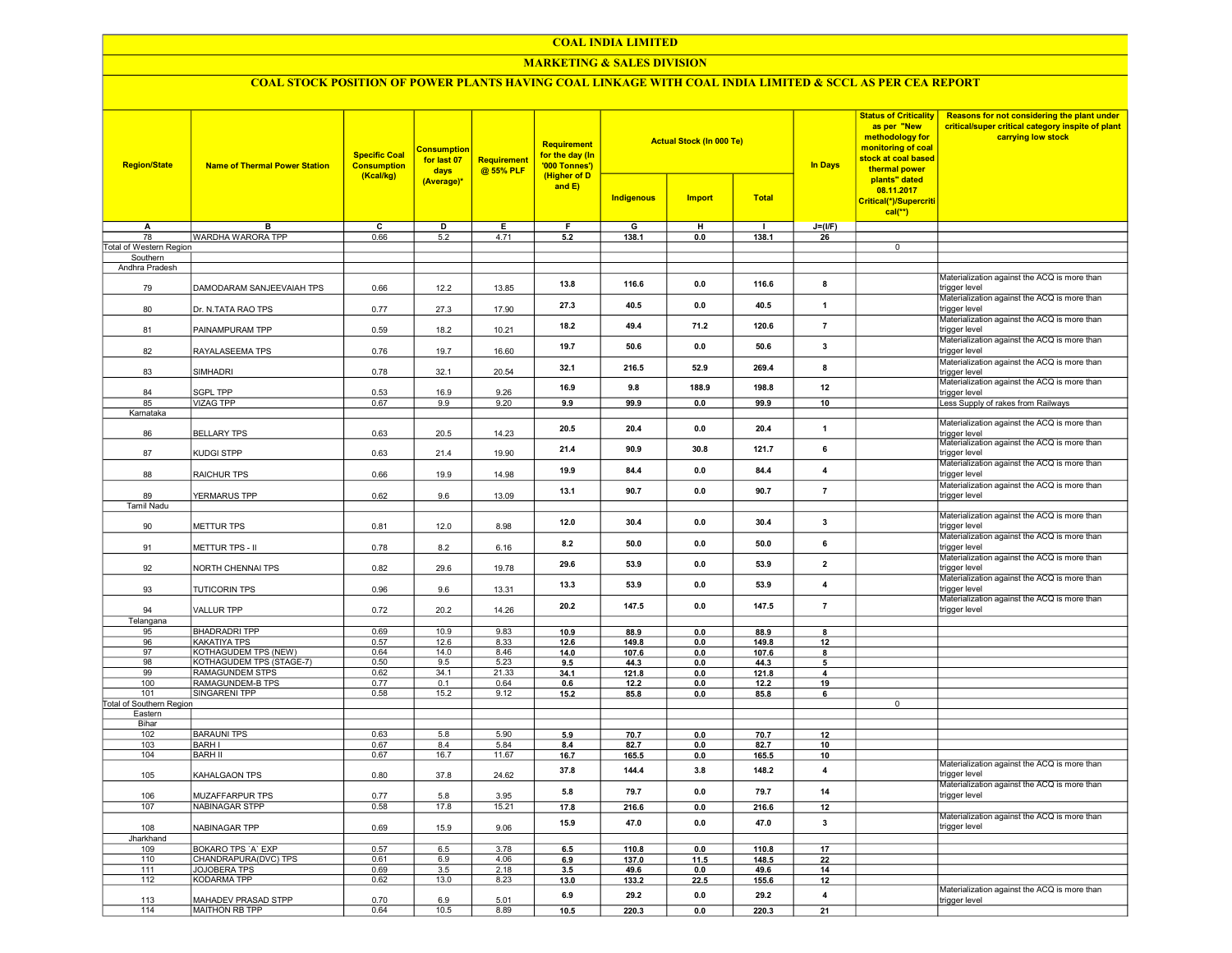# COAL INDIA LIMITED

## MARKETING & SALES DIVISION

### COAL STOCK POSITION OF POWER PLANTS HAVING COAL LINKAGE WITH COAL INDIA LIMITED & SCCL AS PER CEA REPORT

| Region/State | Name of Thermal Power Station | Specific Coal Consumption (Kcal/kg) | Consumption for last 07 days (Average)* | Requirement @ 55% PLF | Requirement for the day (In '000 Tonnes') (Higher of D and E) | Actual Stock (In 000 Te) | | | In Days | Status of Criticality as per "New methodology for monitoring of coal stock at coal based thermal power plants" dated 08.11.2017 Critical(*)/Supercritical(**) | Reasons for not considering the plant under critical/super critical category inspite of plant carrying low stock |
|---|---|---|---|---|---|---|---|---|---|---|---|
| | | | | | | Indigenous | Import | Total | | | |
| A | B | C | D | E | F | G | H | I | J=(I/F) | | |
| 78 | WARDHA WARORA TPP | 0.66 | 5.2 | 4.71 | 5.2 | 138.1 | 0.0 | 138.1 | 26 | | |
| Total of Western Region | | | | | | | | | | 0 | |
| Southern | | | | | | | | | | | |
| Andhra Pradesh | | | | | | | | | | | |
| 79 | DAMODARAM SANJEEVAIAH TPS | 0.66 | 12.2 | 13.85 | 13.8 | 116.6 | 0.0 | 116.6 | 8 | | Materialization against the ACQ is more than trigger level |
| 80 | Dr. N.TATA RAO TPS | 0.77 | 27.3 | 17.90 | 27.3 | 40.5 | 0.0 | 40.5 | 1 | | Materialization against the ACQ is more than trigger level |
| 81 | PAINAMPURAM TPP | 0.59 | 18.2 | 10.21 | 18.2 | 49.4 | 71.2 | 120.6 | 7 | | Materialization against the ACQ is more than trigger level |
| 82 | RAYALASEEMA TPS | 0.76 | 19.7 | 16.60 | 19.7 | 50.6 | 0.0 | 50.6 | 3 | | Materialization against the ACQ is more than trigger level |
| 83 | SIMHADRI | 0.78 | 32.1 | 20.54 | 32.1 | 216.5 | 52.9 | 269.4 | 8 | | Materialization against the ACQ is more than trigger level |
| 84 | SGPL TPP | 0.53 | 16.9 | 9.26 | 16.9 | 9.8 | 188.9 | 198.8 | 12 | | Materialization against the ACQ is more than trigger level |
| 85 | VIZAG TPP | 0.67 | 9.9 | 9.20 | 9.9 | 99.9 | 0.0 | 99.9 | 10 | | Less Supply of rakes from Railways |
| Karnataka | | | | | | | | | | | |
| 86 | BELLARY TPS | 0.63 | 20.5 | 14.23 | 20.5 | 20.4 | 0.0 | 20.4 | 1 | | Materialization against the ACQ is more than trigger level |
| 87 | KUDGI STPP | 0.63 | 21.4 | 19.90 | 21.4 | 90.9 | 30.8 | 121.7 | 6 | | Materialization against the ACQ is more than trigger level |
| 88 | RAICHUR TPS | 0.66 | 19.9 | 14.98 | 19.9 | 84.4 | 0.0 | 84.4 | 4 | | Materialization against the ACQ is more than trigger level |
| 89 | YERMARUS TPP | 0.62 | 9.6 | 13.09 | 13.1 | 90.7 | 0.0 | 90.7 | 7 | | Materialization against the ACQ is more than trigger level |
| Tamil Nadu | | | | | | | | | | | |
| 90 | METTUR TPS | 0.81 | 12.0 | 8.98 | 12.0 | 30.4 | 0.0 | 30.4 | 3 | | Materialization against the ACQ is more than trigger level |
| 91 | METTUR TPS - II | 0.78 | 8.2 | 6.16 | 8.2 | 50.0 | 0.0 | 50.0 | 6 | | Materialization against the ACQ is more than trigger level |
| 92 | NORTH CHENNAI TPS | 0.82 | 29.6 | 19.78 | 29.6 | 53.9 | 0.0 | 53.9 | 2 | | Materialization against the ACQ is more than trigger level |
| 93 | TUTICORIN TPS | 0.96 | 9.6 | 13.31 | 13.3 | 53.9 | 0.0 | 53.9 | 4 | | Materialization against the ACQ is more than trigger level |
| 94 | VALLUR TPP | 0.72 | 20.2 | 14.26 | 20.2 | 147.5 | 0.0 | 147.5 | 7 | | Materialization against the ACQ is more than trigger level |
| Telangana | | | | | | | | | | | |
| 95 | BHADRADRI TPP | 0.69 | 10.9 | 9.83 | 10.9 | 88.9 | 0.0 | 88.9 | 8 | | |
| 96 | KAKATIYA TPS | 0.57 | 12.6 | 8.33 | 12.6 | 149.8 | 0.0 | 149.8 | 12 | | |
| 97 | KOTHAGUDEM TPS (NEW) | 0.64 | 14.0 | 8.46 | 14.0 | 107.6 | 0.0 | 107.6 | 8 | | |
| 98 | KOTHAGUDEM TPS (STAGE-7) | 0.50 | 9.5 | 5.23 | 9.5 | 44.3 | 0.0 | 44.3 | 5 | | |
| 99 | RAMAGUNDEM STPS | 0.62 | 34.1 | 21.33 | 34.1 | 121.8 | 0.0 | 121.8 | 4 | | |
| 100 | RAMAGUNDEM-B TPS | 0.77 | 0.1 | 0.64 | 0.6 | 12.2 | 0.0 | 12.2 | 19 | | |
| 101 | SINGARENI TPP | 0.58 | 15.2 | 9.12 | 15.2 | 85.8 | 0.0 | 85.8 | 6 | | |
| Total of Southern Region | | | | | | | | | | 0 | |
| Eastern | | | | | | | | | | | |
| Bihar | | | | | | | | | | | |
| 102 | BARAUNI TPS | 0.63 | 5.8 | 5.90 | 5.9 | 70.7 | 0.0 | 70.7 | 12 | | |
| 103 | BARH I | 0.67 | 8.4 | 5.84 | 8.4 | 82.7 | 0.0 | 82.7 | 10 | | |
| 104 | BARH II | 0.67 | 16.7 | 11.67 | 16.7 | 165.5 | 0.0 | 165.5 | 10 | | |
| 105 | KAHALGAON TPS | 0.80 | 37.8 | 24.62 | 37.8 | 144.4 | 3.8 | 148.2 | 4 | | Materialization against the ACQ is more than trigger level |
| 106 | MUZAFFARPUR TPS | 0.77 | 5.8 | 3.95 | 5.8 | 79.7 | 0.0 | 79.7 | 14 | | Materialization against the ACQ is more than trigger level |
| 107 | NABINAGAR STPP | 0.58 | 17.8 | 15.21 | 17.8 | 216.6 | 0.0 | 216.6 | 12 | | |
| 108 | NABINAGAR TPP | 0.69 | 15.9 | 9.06 | 15.9 | 47.0 | 0.0 | 47.0 | 3 | | Materialization against the ACQ is more than trigger level |
| Jharkhand | | | | | | | | | | | |
| 109 | BOKARO TPS `A` EXP | 0.57 | 6.5 | 3.78 | 6.5 | 110.8 | 0.0 | 110.8 | 17 | | |
| 110 | CHANDRAPURA(DVC) TPS | 0.61 | 6.9 | 4.06 | 6.9 | 137.0 | 11.5 | 148.5 | 22 | | |
| 111 | JOJOBERA TPS | 0.69 | 3.5 | 2.18 | 3.5 | 49.6 | 0.0 | 49.6 | 14 | | |
| 112 | KODARMA TPP | 0.62 | 13.0 | 8.23 | 13.0 | 133.2 | 22.5 | 155.6 | 12 | | |
| 113 | MAHADEV PRASAD STPP | 0.70 | 6.9 | 5.01 | 6.9 | 29.2 | 0.0 | 29.2 | 4 | | Materialization against the ACQ is more than trigger level |
| 114 | MAITHON RB TPP | 0.64 | 10.5 | 8.89 | 10.5 | 220.3 | 0.0 | 220.3 | 21 | | |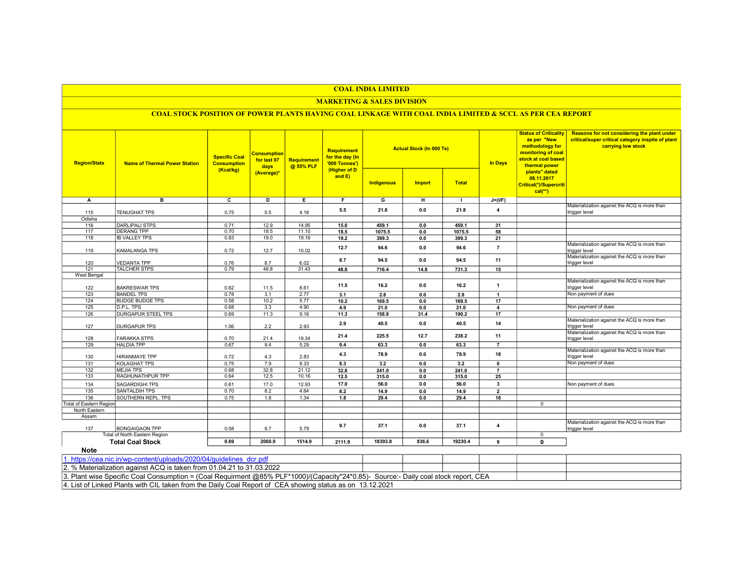# COAL INDIA LIMITED

## MARKETING & SALES DIVISION

### COAL STOCK POSITION OF POWER PLANTS HAVING COAL LINKAGE WITH COAL INDIA LIMITED & SCCL AS PER CEA REPORT

| Region/State | Name of Thermal Power Station | Specific Coal Consumption (Kcal/kg) | Consumption for last 07 days (Average)* | Requirement @ 55% PLF | Requirement for the day (In '000 Tonnes') (Higher of D and E) | Actual Stock (In 000 Te) | | | In Days | Status of Criticality as per "New methodology for monitoring of coal stock at coal based thermal power plants" dated 08.11.2017 Critical(*)/Supercritical(**) | Reasons for not considering the plant under critical/super critical category inspite of plant carrying low stock |
|---|---|---|---|---|---|---|---|---|---|---|---|
| | | | | | | Indigenous | Import | Total | | | |
| A | B | C | D | E | F | G | H | I | J=(I/F) | | |
| 115 | TENUGHAT TPS | 0.75 | 5.5 | 4.16 | 5.5 | 21.8 | 0.0 | 21.8 | 4 | | Materialization against the ACQ is more than trigger level |
| Odisha | | | | | | | | | | | |
| 116 | DARLIPALI STPS | 0.71 | 12.9 | 14.95 | 15.0 | 459.1 | 0.0 | 459.1 | 31 | | |
| 117 | DERANG TPP | 0.70 | 18.5 | 11.10 | 18.5 | 1075.5 | 0.0 | 1075.5 | 58 | | |
| 118 | IB VALLEY TPS | 0.83 | 19.0 | 19.16 | 19.2 | 399.3 | 0.0 | 399.3 | 21 | | |
| 119 | KAMALANGA TPS | 0.72 | 12.7 | 10.02 | 12.7 | 94.6 | 0.0 | 94.6 | 7 | | Materialization against the ACQ is more than trigger level |
| 120 | VEDANTA TPP | 0.76 | 8.7 | 6.02 | 8.7 | 94.5 | 0.0 | 94.5 | 11 | | Materialization against the ACQ is more than trigger level |
| 121 | TALCHER STPS | 0.79 | 48.8 | 31.43 | 48.8 | 716.4 | 14.8 | 731.3 | 15 | | |
| West Bengal | | | | | | | | | | | |
| 122 | BAKRESWAR TPS | 0.62 | 11.5 | 8.61 | 11.5 | 16.2 | 0.0 | 16.2 | 1 | | Materialization against the ACQ is more than trigger level |
| 123 | BANDEL TPS | 0.78 | 3.1 | 2.77 | 3.1 | 2.8 | 0.0 | 2.8 | 1 | | Non payment of dues |
| 124 | BUDGE BUDGE TPS | 0.58 | 10.2 | 5.77 | 10.2 | 169.5 | 0.0 | 169.5 | 17 | | |
| 125 | D.P.L. TPS | 0.68 | 3.3 | 4.90 | 4.9 | 21.0 | 0.0 | 21.0 | 4 | | Non payment of dues |
| 126 | DURGAPUR STEEL TPS | 0.69 | 11.3 | 9.16 | 11.3 | 158.8 | 31.4 | 190.2 | 17 | | |
| 127 | DURGAPUR TPS | 1.06 | 2.2 | 2.93 | 2.9 | 40.5 | 0.0 | 40.5 | 14 | | Materialization against the ACQ is more than trigger level |
| 128 | FARAKKA STPS | 0.70 | 21.4 | 19.34 | 21.4 | 225.5 | 12.7 | 238.2 | 11 | | Materialization against the ACQ is more than trigger level |
| 129 | HALDIA TPP | 0.67 | 9.4 | 5.29 | 9.4 | 63.3 | 0.0 | 63.3 | 7 | | |
| 130 | HIRANMAYE TPP | 0.72 | 4.3 | 2.83 | 4.3 | 78.9 | 0.0 | 78.9 | 18 | | Materialization against the ACQ is more than trigger level |
| 131 | KOLAGHAT TPS | 0.75 | 7.9 | 8.33 | 8.3 | 3.2 | 0.0 | 3.2 | 0 | | Non payment of dues |
| 132 | MEJIA TPS | 0.68 | 32.8 | 21.12 | 32.8 | 241.0 | 0.0 | 241.0 | 7 | | |
| 133 | RAGHUNATHPUR TPP | 0.64 | 12.5 | 10.16 | 12.5 | 315.0 | 0.0 | 315.0 | 25 | | |
| 134 | SAGARDIGHI TPS | 0.61 | 17.0 | 12.93 | 17.0 | 56.0 | 0.0 | 56.0 | 3 | | Non payment of dues |
| 135 | SANTALDIH TPS | 0.70 | 8.2 | 4.64 | 8.2 | 14.9 | 0.0 | 14.9 | 2 | | |
| 136 | SOUTHERN REPL. TPS | 0.75 | 1.8 | 1.34 | 1.8 | 29.4 | 0.0 | 29.4 | 16 | | |
| Total of Eastern Region | | | | | | | | | | 0 | |
| North Eastern | | | | | | | | | | | |
| Assam | | | | | | | | | | | |
| 137 | BONGAIGAON TPP | 0.58 | 9.7 | 5.79 | 9.7 | 37.1 | 0.0 | 37.1 | 4 | | Materialization against the ACQ is more than trigger level |
| Total of North Eastern Region | | | | | | | | | | 0 | |
| **Total Coal Stock** | | 0.69 | 2060.9 | 1514.9 | 2111.9 | 18393.8 | 836.6 | 19230.4 | 9 | 0 | |

**Note**

1. https://cea.nic.in/wp-content/uploads/2020/04/guidelines_dcr.pdf
2. % Materialization against ACQ is taken from 01.04.21 to 31.03.2022
3. Plant wise Specific Coal Consumption = (Coal Requirment @85% PLF*1000)/(Capacity*24*0.85)- Source:- Daily coal stock report, CEA
4. List of Linked Plants with CIL taken from the Daily Coal Report of CEA showing status as on 13.12.2021